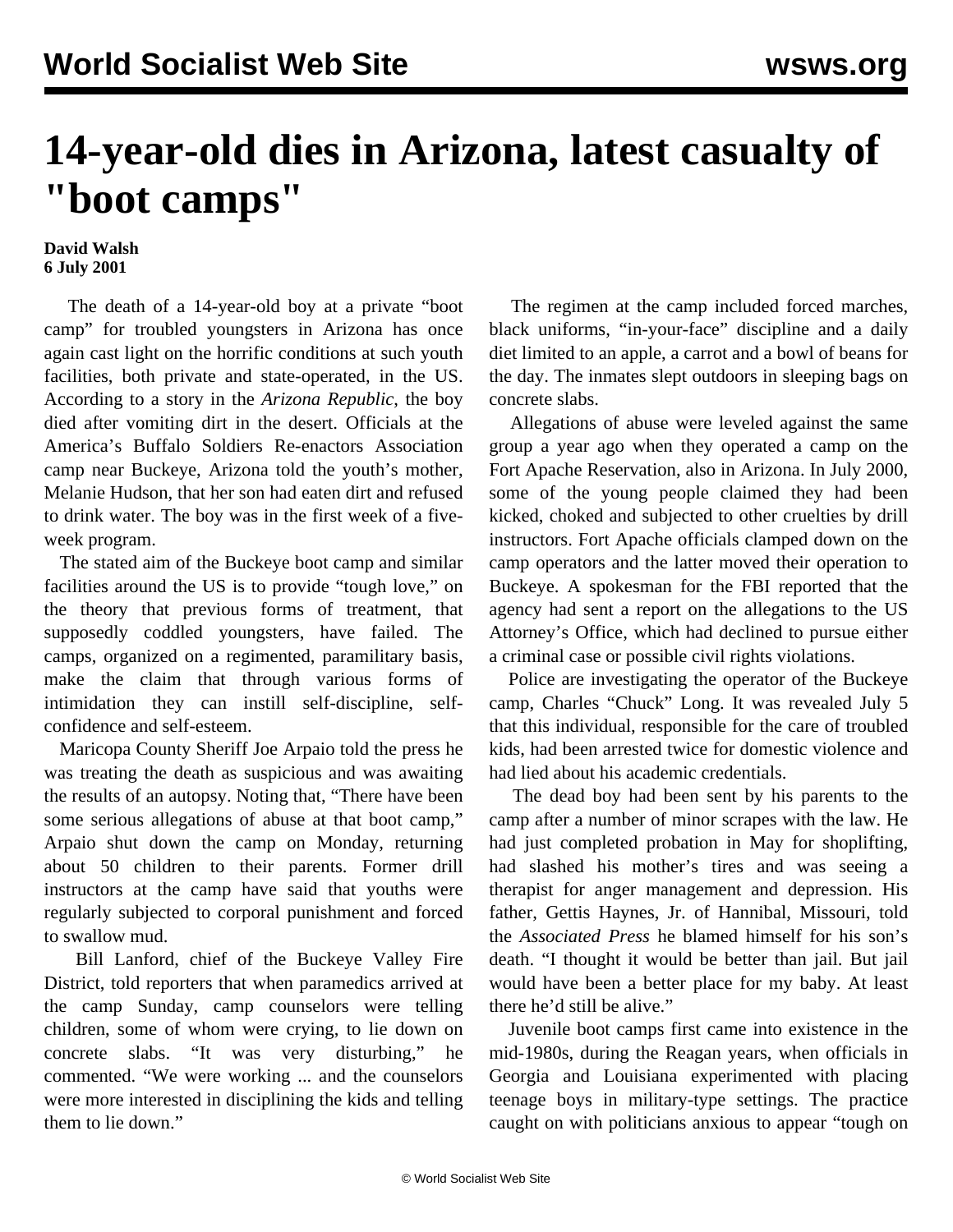# 14-year-old dies in Arizona, latest casualty of "boot camps"

**David Walsh**
**6 July 2001**

The death of a 14-year-old boy at a private "boot camp" for troubled youngsters in Arizona has once again cast light on the horrific conditions at such youth facilities, both private and state-operated, in the US. According to a story in the *Arizona Republic*, the boy died after vomiting dirt in the desert. Officials at the America's Buffalo Soldiers Re-enactors Association camp near Buckeye, Arizona told the youth's mother, Melanie Hudson, that her son had eaten dirt and refused to drink water. The boy was in the first week of a five-week program.

The stated aim of the Buckeye boot camp and similar facilities around the US is to provide "tough love," on the theory that previous forms of treatment, that supposedly coddled youngsters, have failed. The camps, organized on a regimented, paramilitary basis, make the claim that through various forms of intimidation they can instill self-discipline, self-confidence and self-esteem.

Maricopa County Sheriff Joe Arpaio told the press he was treating the death as suspicious and was awaiting the results of an autopsy. Noting that, "There have been some serious allegations of abuse at that boot camp," Arpaio shut down the camp on Monday, returning about 50 children to their parents. Former drill instructors at the camp have said that youths were regularly subjected to corporal punishment and forced to swallow mud.

Bill Lanford, chief of the Buckeye Valley Fire District, told reporters that when paramedics arrived at the camp Sunday, camp counselors were telling children, some of whom were crying, to lie down on concrete slabs. "It was very disturbing," he commented. "We were working ... and the counselors were more interested in disciplining the kids and telling them to lie down."

The regimen at the camp included forced marches, black uniforms, "in-your-face" discipline and a daily diet limited to an apple, a carrot and a bowl of beans for the day. The inmates slept outdoors in sleeping bags on concrete slabs.

Allegations of abuse were leveled against the same group a year ago when they operated a camp on the Fort Apache Reservation, also in Arizona. In July 2000, some of the young people claimed they had been kicked, choked and subjected to other cruelties by drill instructors. Fort Apache officials clamped down on the camp operators and the latter moved their operation to Buckeye. A spokesman for the FBI reported that the agency had sent a report on the allegations to the US Attorney's Office, which had declined to pursue either a criminal case or possible civil rights violations.

Police are investigating the operator of the Buckeye camp, Charles "Chuck" Long. It was revealed July 5 that this individual, responsible for the care of troubled kids, had been arrested twice for domestic violence and had lied about his academic credentials.

The dead boy had been sent by his parents to the camp after a number of minor scrapes with the law. He had just completed probation in May for shoplifting, had slashed his mother's tires and was seeing a therapist for anger management and depression. His father, Gettis Haynes, Jr. of Hannibal, Missouri, told the *Associated Press* he blamed himself for his son's death. "I thought it would be better than jail. But jail would have been a better place for my baby. At least there he'd still be alive."

Juvenile boot camps first came into existence in the mid-1980s, during the Reagan years, when officials in Georgia and Louisiana experimented with placing teenage boys in military-type settings. The practice caught on with politicians anxious to appear "tough on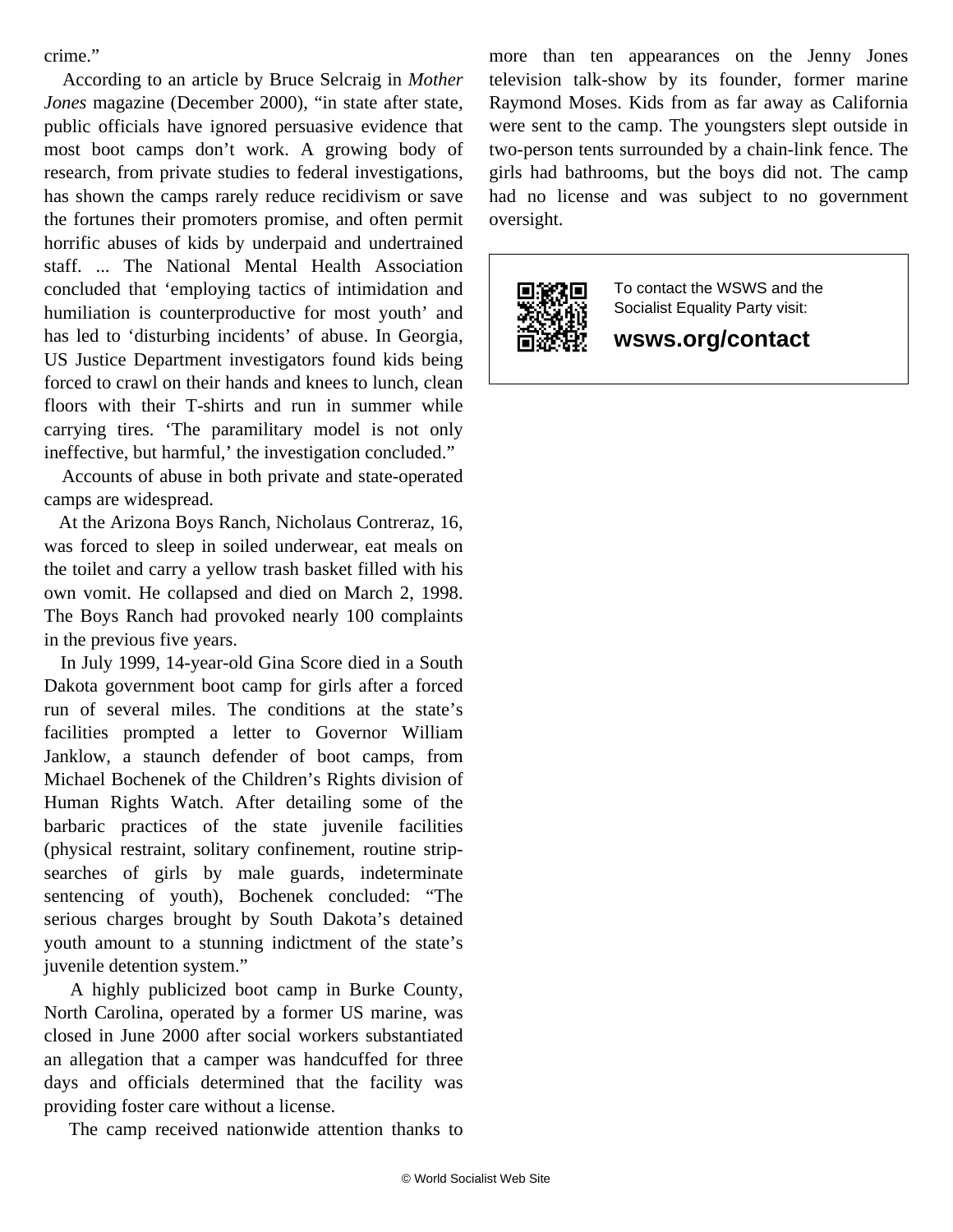crime."

According to an article by Bruce Selcraig in *Mother Jones* magazine (December 2000), "in state after state, public officials have ignored persuasive evidence that most boot camps don't work. A growing body of research, from private studies to federal investigations, has shown the camps rarely reduce recidivism or save the fortunes their promoters promise, and often permit horrific abuses of kids by underpaid and undertrained staff. ... The National Mental Health Association concluded that 'employing tactics of intimidation and humiliation is counterproductive for most youth' and has led to 'disturbing incidents' of abuse. In Georgia, US Justice Department investigators found kids being forced to crawl on their hands and knees to lunch, clean floors with their T-shirts and run in summer while carrying tires. 'The paramilitary model is not only ineffective, but harmful,' the investigation concluded."

Accounts of abuse in both private and state-operated camps are widespread.

At the Arizona Boys Ranch, Nicholaus Contreraz, 16, was forced to sleep in soiled underwear, eat meals on the toilet and carry a yellow trash basket filled with his own vomit. He collapsed and died on March 2, 1998. The Boys Ranch had provoked nearly 100 complaints in the previous five years.

In July 1999, 14-year-old Gina Score died in a South Dakota government boot camp for girls after a forced run of several miles. The conditions at the state's facilities prompted a letter to Governor William Janklow, a staunch defender of boot camps, from Michael Bochenek of the Children's Rights division of Human Rights Watch. After detailing some of the barbaric practices of the state juvenile facilities (physical restraint, solitary confinement, routine strip-searches of girls by male guards, indeterminate sentencing of youth), Bochenek concluded: "The serious charges brought by South Dakota's detained youth amount to a stunning indictment of the state's juvenile detention system."

A highly publicized boot camp in Burke County, North Carolina, operated by a former US marine, was closed in June 2000 after social workers substantiated an allegation that a camper was handcuffed for three days and officials determined that the facility was providing foster care without a license.

The camp received nationwide attention thanks to more than ten appearances on the Jenny Jones television talk-show by its founder, former marine Raymond Moses. Kids from as far away as California were sent to the camp. The youngsters slept outside in two-person tents surrounded by a chain-link fence. The girls had bathrooms, but the boys did not. The camp had no license and was subject to no government oversight.

To contact the WSWS and the Socialist Equality Party visit:

**wsws.org/contact**